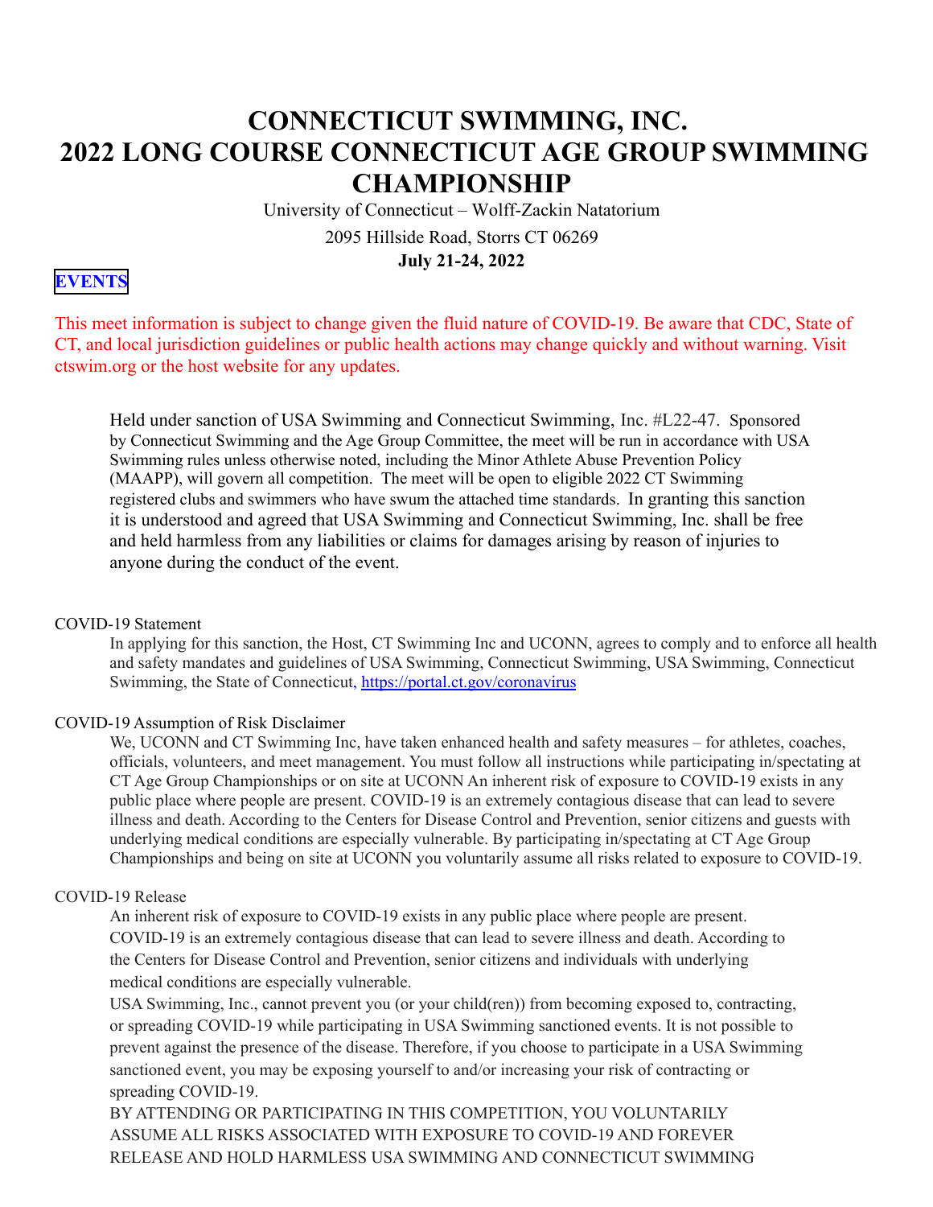# CONNECTICUT SWIMMING, INC.
# 2022 LONG COURSE CONNECTICUT AGE GROUP SWIMMING CHAMPIONSHIP

University of Connecticut – Wolff-Zackin Natatorium

2095 Hillside Road, Storrs CT 06269

**July 21-24, 2022**

**EVENTS**

This meet information is subject to change given the fluid nature of COVID-19. Be aware that CDC, State of CT, and local jurisdiction guidelines or public health actions may change quickly and without warning. Visit ctswim.org or the host website for any updates.

Held under sanction of USA Swimming and Connecticut Swimming, Inc. #L22-47. Sponsored by Connecticut Swimming and the Age Group Committee, the meet will be run in accordance with USA Swimming rules unless otherwise noted, including the Minor Athlete Abuse Prevention Policy (MAAPP), will govern all competition. The meet will be open to eligible 2022 CT Swimming registered clubs and swimmers who have swum the attached time standards. In granting this sanction it is understood and agreed that USA Swimming and Connecticut Swimming, Inc. shall be free and held harmless from any liabilities or claims for damages arising by reason of injuries to anyone during the conduct of the event.

COVID-19 Statement

In applying for this sanction, the Host, CT Swimming Inc and UCONN, agrees to comply and to enforce all health and safety mandates and guidelines of USA Swimming, Connecticut Swimming, USA Swimming, Connecticut Swimming, the State of Connecticut, https://portal.ct.gov/coronavirus

COVID-19 Assumption of Risk Disclaimer

We, UCONN and CT Swimming Inc, have taken enhanced health and safety measures – for athletes, coaches, officials, volunteers, and meet management. You must follow all instructions while participating in/spectating at CT Age Group Championships or on site at UCONN An inherent risk of exposure to COVID-19 exists in any public place where people are present. COVID-19 is an extremely contagious disease that can lead to severe illness and death. According to the Centers for Disease Control and Prevention, senior citizens and guests with underlying medical conditions are especially vulnerable. By participating in/spectating at CT Age Group Championships and being on site at UCONN you voluntarily assume all risks related to exposure to COVID-19.

COVID-19 Release

An inherent risk of exposure to COVID-19 exists in any public place where people are present. COVID-19 is an extremely contagious disease that can lead to severe illness and death. According to the Centers for Disease Control and Prevention, senior citizens and individuals with underlying medical conditions are especially vulnerable.

USA Swimming, Inc., cannot prevent you (or your child(ren)) from becoming exposed to, contracting, or spreading COVID-19 while participating in USA Swimming sanctioned events. It is not possible to prevent against the presence of the disease. Therefore, if you choose to participate in a USA Swimming sanctioned event, you may be exposing yourself to and/or increasing your risk of contracting or spreading COVID-19.

BY ATTENDING OR PARTICIPATING IN THIS COMPETITION, YOU VOLUNTARILY ASSUME ALL RISKS ASSOCIATED WITH EXPOSURE TO COVID-19 AND FOREVER RELEASE AND HOLD HARMLESS USA SWIMMING AND CONNECTICUT SWIMMING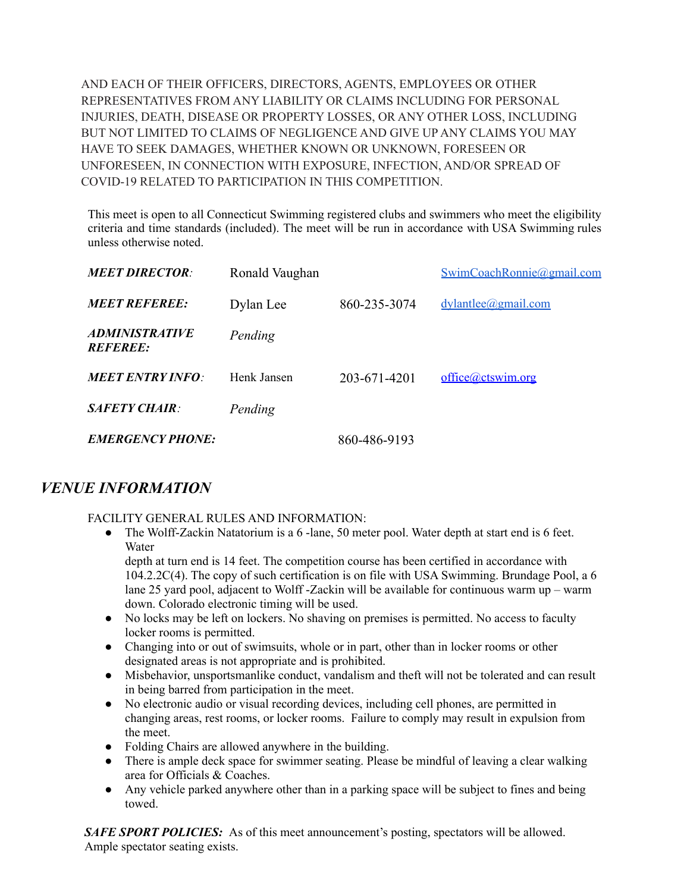AND EACH OF THEIR OFFICERS, DIRECTORS, AGENTS, EMPLOYEES OR OTHER REPRESENTATIVES FROM ANY LIABILITY OR CLAIMS INCLUDING FOR PERSONAL INJURIES, DEATH, DISEASE OR PROPERTY LOSSES, OR ANY OTHER LOSS, INCLUDING BUT NOT LIMITED TO CLAIMS OF NEGLIGENCE AND GIVE UP ANY CLAIMS YOU MAY HAVE TO SEEK DAMAGES, WHETHER KNOWN OR UNKNOWN, FORESEEN OR UNFORESEEN, IN CONNECTION WITH EXPOSURE, INFECTION, AND/OR SPREAD OF COVID-19 RELATED TO PARTICIPATION IN THIS COMPETITION.

This meet is open to all Connecticut Swimming registered clubs and swimmers who meet the eligibility criteria and time standards (included). The meet will be run in accordance with USA Swimming rules unless otherwise noted.

| | | | |
|---|---|---|---|
| ***MEET DIRECTOR:*** | Ronald Vaughan | | SwimCoachRonnie@gmail.com |
| ***MEET REFEREE:*** | Dylan Lee | 860-235-3074 | dylantlee@gmail.com |
| ***ADMINISTRATIVE REFEREE:*** | *Pending* | | |
| ***MEET ENTRY INFO:*** | Henk Jansen | 203-671-4201 | office@ctswim.org |
| ***SAFETY CHAIR:*** | *Pending* | | |
| ***EMERGENCY PHONE:*** | | 860-486-9193 | |

## *VENUE INFORMATION*

FACILITY GENERAL RULES AND INFORMATION:

- The Wolff-Zackin Natatorium is a 6 -lane, 50 meter pool. Water depth at start end is 6 feet. Water depth at turn end is 14 feet. The competition course has been certified in accordance with 104.2.2C(4). The copy of such certification is on file with USA Swimming. Brundage Pool, a 6 lane 25 yard pool, adjacent to Wolff -Zackin will be available for continuous warm up – warm down. Colorado electronic timing will be used.
- No locks may be left on lockers. No shaving on premises is permitted. No access to faculty locker rooms is permitted.
- Changing into or out of swimsuits, whole or in part, other than in locker rooms or other designated areas is not appropriate and is prohibited.
- Misbehavior, unsportsmanlike conduct, vandalism and theft will not be tolerated and can result in being barred from participation in the meet.
- No electronic audio or visual recording devices, including cell phones, are permitted in changing areas, rest rooms, or locker rooms. Failure to comply may result in expulsion from the meet.
- Folding Chairs are allowed anywhere in the building.
- There is ample deck space for swimmer seating. Please be mindful of leaving a clear walking area for Officials & Coaches.
- Any vehicle parked anywhere other than in a parking space will be subject to fines and being towed.

***SAFE SPORT POLICIES:*** As of this meet announcement's posting, spectators will be allowed. Ample spectator seating exists.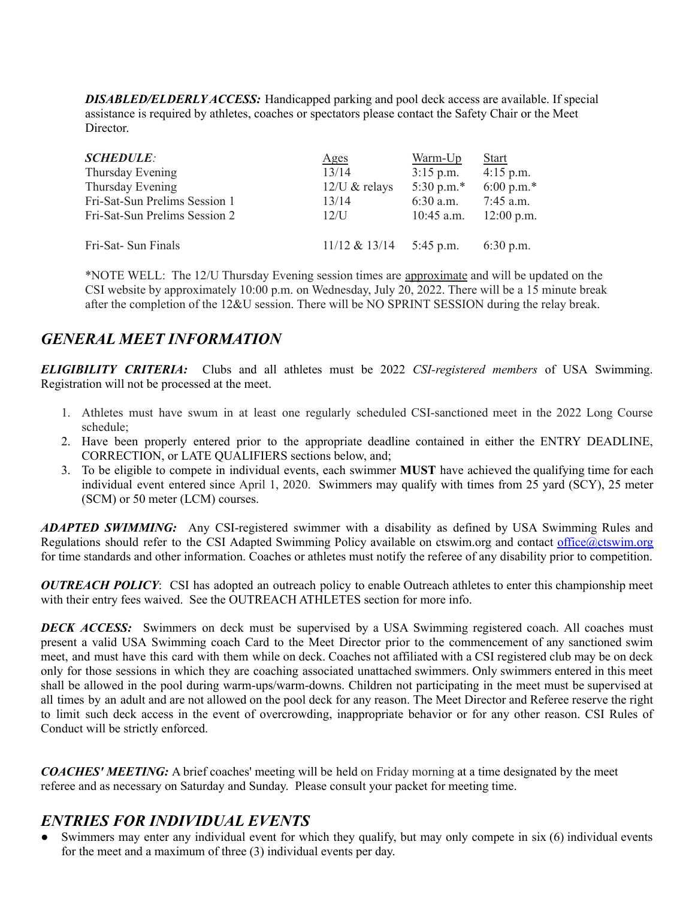***DISABLED/ELDERLY ACCESS:*** Handicapped parking and pool deck access are available. If special assistance is required by athletes, coaches or spectators please contact the Safety Chair or the Meet Director.

| ***SCHEDULE:*** | Ages | Warm-Up | Start |
|---|---|---|---|
| Thursday Evening | 13/14 | 3:15 p.m. | 4:15 p.m. |
| Thursday Evening | 12/U & relays | 5:30 p.m.* | 6:00 p.m.* |
| Fri-Sat-Sun Prelims Session 1 | 13/14 | 6:30 a.m. | 7:45 a.m. |
| Fri-Sat-Sun Prelims Session 2 | 12/U | 10:45 a.m. | 12:00 p.m. |
| Fri-Sat- Sun Finals | 11/12 & 13/14 | 5:45 p.m. | 6:30 p.m. |

*NOTE WELL: The 12/U Thursday Evening session times are approximate and will be updated on the CSI website by approximately 10:00 p.m. on Wednesday, July 20, 2022. There will be a 15 minute break after the completion of the 12&U session. There will be NO SPRINT SESSION during the relay break.

## *GENERAL MEET INFORMATION*

***ELIGIBILITY CRITERIA:*** Clubs and all athletes must be 2022 *CSI-registered members* of USA Swimming. Registration will not be processed at the meet.

1. Athletes must have swum in at least one regularly scheduled CSI-sanctioned meet in the 2022 Long Course schedule;
2. Have been properly entered prior to the appropriate deadline contained in either the ENTRY DEADLINE, CORRECTION, or LATE QUALIFIERS sections below, and;
3. To be eligible to compete in individual events, each swimmer **MUST** have achieved the qualifying time for each individual event entered since April 1, 2020. Swimmers may qualify with times from 25 yard (SCY), 25 meter (SCM) or 50 meter (LCM) courses.

***ADAPTED SWIMMING:*** Any CSI-registered swimmer with a disability as defined by USA Swimming Rules and Regulations should refer to the CSI Adapted Swimming Policy available on ctswim.org and contact office@ctswim.org for time standards and other information. Coaches or athletes must notify the referee of any disability prior to competition.

***OUTREACH POLICY***: CSI has adopted an outreach policy to enable Outreach athletes to enter this championship meet with their entry fees waived. See the OUTREACH ATHLETES section for more info.

***DECK ACCESS:*** Swimmers on deck must be supervised by a USA Swimming registered coach. All coaches must present a valid USA Swimming coach Card to the Meet Director prior to the commencement of any sanctioned swim meet, and must have this card with them while on deck. Coaches not affiliated with a CSI registered club may be on deck only for those sessions in which they are coaching associated unattached swimmers. Only swimmers entered in this meet shall be allowed in the pool during warm-ups/warm-downs. Children not participating in the meet must be supervised at all times by an adult and are not allowed on the pool deck for any reason. The Meet Director and Referee reserve the right to limit such deck access in the event of overcrowding, inappropriate behavior or for any other reason. CSI Rules of Conduct will be strictly enforced.

***COACHES' MEETING:*** A brief coaches' meeting will be held on Friday morning at a time designated by the meet referee and as necessary on Saturday and Sunday. Please consult your packet for meeting time.

## *ENTRIES FOR INDIVIDUAL EVENTS*

- Swimmers may enter any individual event for which they qualify, but may only compete in six (6) individual events for the meet and a maximum of three (3) individual events per day.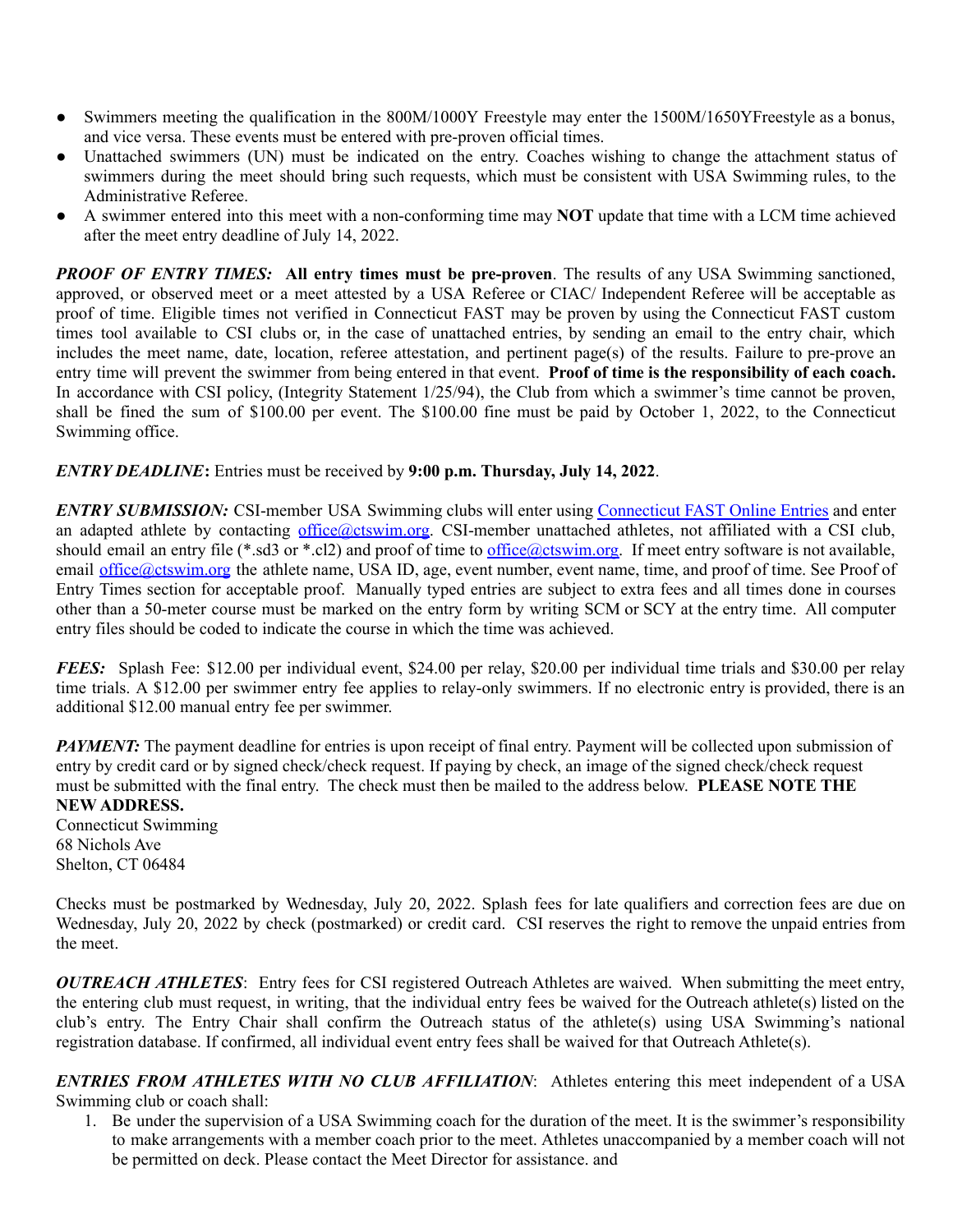- Swimmers meeting the qualification in the 800M/1000Y Freestyle may enter the 1500M/1650YFreestyle as a bonus, and vice versa. These events must be entered with pre-proven official times.
- Unattached swimmers (UN) must be indicated on the entry. Coaches wishing to change the attachment status of swimmers during the meet should bring such requests, which must be consistent with USA Swimming rules, to the Administrative Referee.
- A swimmer entered into this meet with a non-conforming time may **NOT** update that time with a LCM time achieved after the meet entry deadline of July 14, 2022.

***PROOF OF ENTRY TIMES:*** **All entry times must be pre-proven**. The results of any USA Swimming sanctioned, approved, or observed meet or a meet attested by a USA Referee or CIAC/ Independent Referee will be acceptable as proof of time. Eligible times not verified in Connecticut FAST may be proven by using the Connecticut FAST custom times tool available to CSI clubs or, in the case of unattached entries, by sending an email to the entry chair, which includes the meet name, date, location, referee attestation, and pertinent page(s) of the results. Failure to pre-prove an entry time will prevent the swimmer from being entered in that event. **Proof of time is the responsibility of each coach.** In accordance with CSI policy, (Integrity Statement 1/25/94), the Club from which a swimmer's time cannot be proven, shall be fined the sum of $100.00 per event. The $100.00 fine must be paid by October 1, 2022, to the Connecticut Swimming office.

***ENTRY DEADLINE*:** Entries must be received by **9:00 p.m. Thursday, July 14, 2022**.

***ENTRY SUBMISSION:*** CSI-member USA Swimming clubs will enter using Connecticut FAST Online Entries and enter an adapted athlete by contacting office@ctswim.org. CSI-member unattached athletes, not affiliated with a CSI club, should email an entry file (*.sd3 or *.cl2) and proof of time to office@ctswim.org. If meet entry software is not available, email office@ctswim.org the athlete name, USA ID, age, event number, event name, time, and proof of time. See Proof of Entry Times section for acceptable proof. Manually typed entries are subject to extra fees and all times done in courses other than a 50-meter course must be marked on the entry form by writing SCM or SCY at the entry time. All computer entry files should be coded to indicate the course in which the time was achieved.

***FEES:*** Splash Fee: $12.00 per individual event, $24.00 per relay, $20.00 per individual time trials and $30.00 per relay time trials. A $12.00 per swimmer entry fee applies to relay-only swimmers. If no electronic entry is provided, there is an additional $12.00 manual entry fee per swimmer.

***PAYMENT:*** The payment deadline for entries is upon receipt of final entry. Payment will be collected upon submission of entry by credit card or by signed check/check request. If paying by check, an image of the signed check/check request must be submitted with the final entry. The check must then be mailed to the address below. **PLEASE NOTE THE NEW ADDRESS.**

Connecticut Swimming
68 Nichols Ave
Shelton, CT 06484

Checks must be postmarked by Wednesday, July 20, 2022. Splash fees for late qualifiers and correction fees are due on Wednesday, July 20, 2022 by check (postmarked) or credit card. CSI reserves the right to remove the unpaid entries from the meet.

***OUTREACH ATHLETES***: Entry fees for CSI registered Outreach Athletes are waived. When submitting the meet entry, the entering club must request, in writing, that the individual entry fees be waived for the Outreach athlete(s) listed on the club's entry. The Entry Chair shall confirm the Outreach status of the athlete(s) using USA Swimming's national registration database. If confirmed, all individual event entry fees shall be waived for that Outreach Athlete(s).

***ENTRIES FROM ATHLETES WITH NO CLUB AFFILIATION***: Athletes entering this meet independent of a USA Swimming club or coach shall:

1. Be under the supervision of a USA Swimming coach for the duration of the meet. It is the swimmer's responsibility to make arrangements with a member coach prior to the meet. Athletes unaccompanied by a member coach will not be permitted on deck. Please contact the Meet Director for assistance. and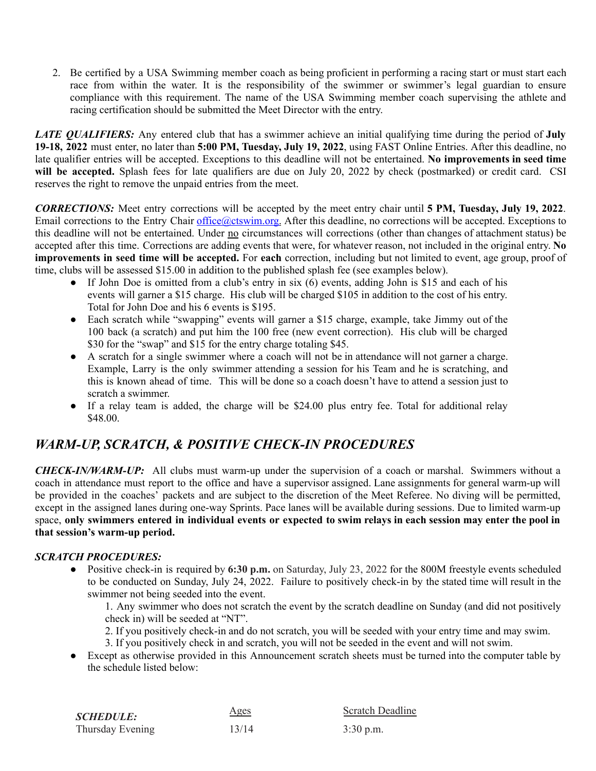2. Be certified by a USA Swimming member coach as being proficient in performing a racing start or must start each race from within the water. It is the responsibility of the swimmer or swimmer's legal guardian to ensure compliance with this requirement. The name of the USA Swimming member coach supervising the athlete and racing certification should be submitted the Meet Director with the entry.

***LATE QUALIFIERS:*** Any entered club that has a swimmer achieve an initial qualifying time during the period of **July 19-18, 2022** must enter, no later than **5:00 PM, Tuesday, July 19, 2022**, using FAST Online Entries. After this deadline, no late qualifier entries will be accepted. Exceptions to this deadline will not be entertained. **No improvements in seed time will be accepted.** Splash fees for late qualifiers are due on July 20, 2022 by check (postmarked) or credit card. CSI reserves the right to remove the unpaid entries from the meet.

***CORRECTIONS:*** Meet entry corrections will be accepted by the meet entry chair until **5 PM, Tuesday, July 19, 2022**. Email corrections to the Entry Chair office@ctswim.org. After this deadline, no corrections will be accepted. Exceptions to this deadline will not be entertained. Under no circumstances will corrections (other than changes of attachment status) be accepted after this time. Corrections are adding events that were, for whatever reason, not included in the original entry. **No improvements in seed time will be accepted.** For **each** correction, including but not limited to event, age group, proof of time, clubs will be assessed $15.00 in addition to the published splash fee (see examples below).

- If John Doe is omitted from a club's entry in six (6) events, adding John is $15 and each of his events will garner a $15 charge. His club will be charged $105 in addition to the cost of his entry. Total for John Doe and his 6 events is $195.
- Each scratch while "swapping" events will garner a $15 charge, example, take Jimmy out of the 100 back (a scratch) and put him the 100 free (new event correction). His club will be charged $30 for the "swap" and $15 for the entry charge totaling $45.
- A scratch for a single swimmer where a coach will not be in attendance will not garner a charge. Example, Larry is the only swimmer attending a session for his Team and he is scratching, and this is known ahead of time. This will be done so a coach doesn't have to attend a session just to scratch a swimmer.
- If a relay team is added, the charge will be $24.00 plus entry fee. Total for additional relay $48.00.

## *WARM-UP, SCRATCH, & POSITIVE CHECK-IN PROCEDURES*

***CHECK-IN/WARM-UP:*** All clubs must warm-up under the supervision of a coach or marshal. Swimmers without a coach in attendance must report to the office and have a supervisor assigned. Lane assignments for general warm-up will be provided in the coaches' packets and are subject to the discretion of the Meet Referee. No diving will be permitted, except in the assigned lanes during one-way Sprints. Pace lanes will be available during sessions. Due to limited warm-up space, **only swimmers entered in individual events or expected to swim relays in each session may enter the pool in that session's warm-up period.**

***SCRATCH PROCEDURES:***

- Positive check-in is required by **6:30 p.m.** on Saturday, July 23, 2022 for the 800M freestyle events scheduled to be conducted on Sunday, July 24, 2022. Failure to positively check-in by the stated time will result in the swimmer not being seeded into the event.
  1. Any swimmer who does not scratch the event by the scratch deadline on Sunday (and did not positively check in) will be seeded at "NT".
  2. If you positively check-in and do not scratch, you will be seeded with your entry time and may swim.
  3. If you positively check in and scratch, you will not be seeded in the event and will not swim.
- Except as otherwise provided in this Announcement scratch sheets must be turned into the computer table by the schedule listed below:

| *SCHEDULE:* | Ages | Scratch Deadline |
|---|---|---|
| Thursday Evening | 13/14 | 3:30 p.m. |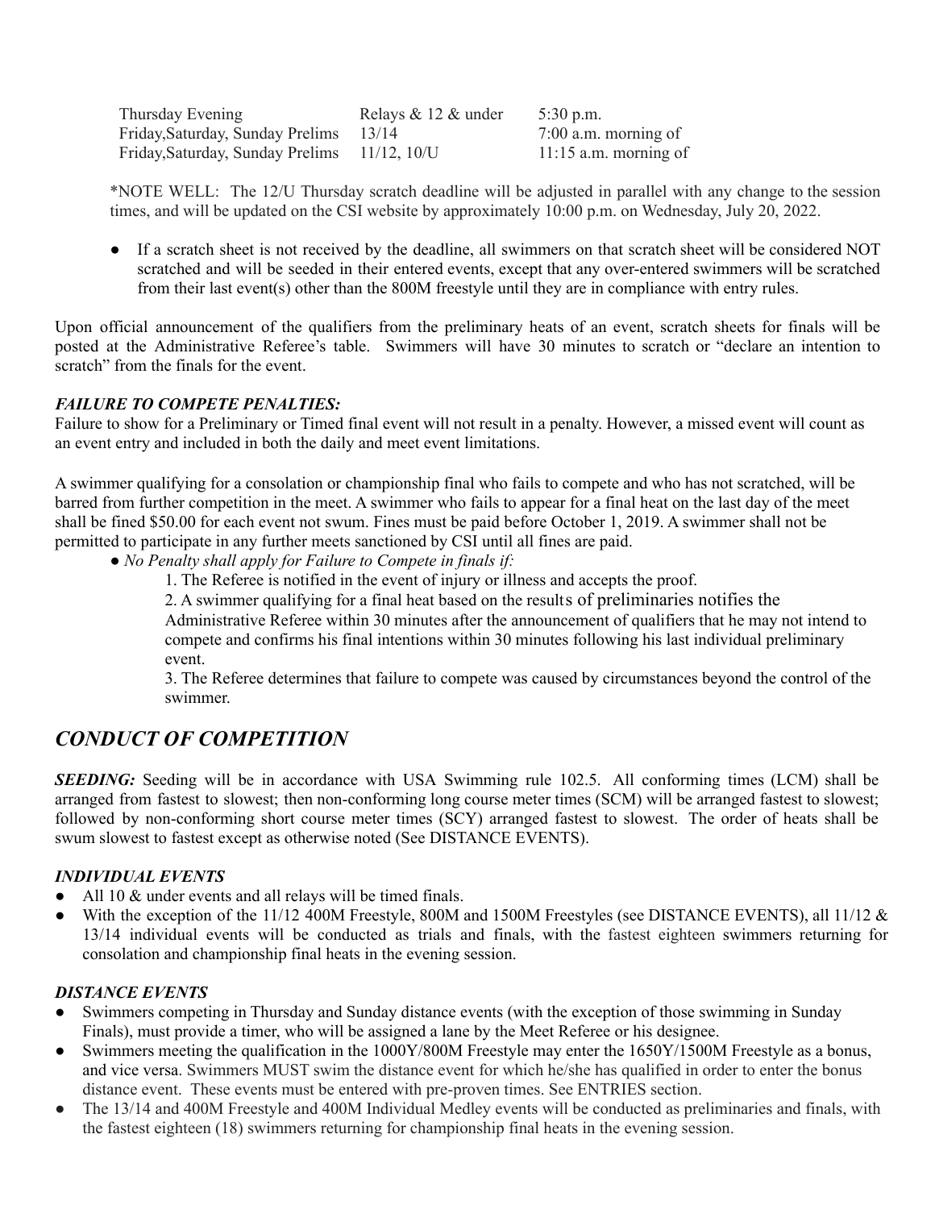| | | |
|---|---|---|
| Thursday Evening | Relays & 12 & under | 5:30 p.m. |
| Friday,Saturday, Sunday Prelims | 13/14 | 7:00 a.m. morning of |
| Friday,Saturday, Sunday Prelims | 11/12, 10/U | 11:15 a.m. morning of |

*NOTE WELL: The 12/U Thursday scratch deadline will be adjusted in parallel with any change to the session times, and will be updated on the CSI website by approximately 10:00 p.m. on Wednesday, July 20, 2022.

- If a scratch sheet is not received by the deadline, all swimmers on that scratch sheet will be considered NOT scratched and will be seeded in their entered events, except that any over-entered swimmers will be scratched from their last event(s) other than the 800M freestyle until they are in compliance with entry rules.

Upon official announcement of the qualifiers from the preliminary heats of an event, scratch sheets for finals will be posted at the Administrative Referee's table. Swimmers will have 30 minutes to scratch or "declare an intention to scratch" from the finals for the event.

***FAILURE TO COMPETE PENALTIES:***

Failure to show for a Preliminary or Timed final event will not result in a penalty. However, a missed event will count as an event entry and included in both the daily and meet event limitations.

A swimmer qualifying for a consolation or championship final who fails to compete and who has not scratched, will be barred from further competition in the meet. A swimmer who fails to appear for a final heat on the last day of the meet shall be fined $50.00 for each event not swum. Fines must be paid before October 1, 2019. A swimmer shall not be permitted to participate in any further meets sanctioned by CSI until all fines are paid.

- *No Penalty shall apply for Failure to Compete in finals if:*
  1. The Referee is notified in the event of injury or illness and accepts the proof.
  2. A swimmer qualifying for a final heat based on the results of preliminaries notifies the Administrative Referee within 30 minutes after the announcement of qualifiers that he may not intend to compete and confirms his final intentions within 30 minutes following his last individual preliminary event.
  3. The Referee determines that failure to compete was caused by circumstances beyond the control of the swimmer.

## *CONDUCT OF COMPETITION*

***SEEDING:*** Seeding will be in accordance with USA Swimming rule 102.5. All conforming times (LCM) shall be arranged from fastest to slowest; then non-conforming long course meter times (SCM) will be arranged fastest to slowest; followed by non-conforming short course meter times (SCY) arranged fastest to slowest. The order of heats shall be swum slowest to fastest except as otherwise noted (See DISTANCE EVENTS).

***INDIVIDUAL EVENTS***

- All 10 & under events and all relays will be timed finals.
- With the exception of the 11/12 400M Freestyle, 800M and 1500M Freestyles (see DISTANCE EVENTS), all 11/12 & 13/14 individual events will be conducted as trials and finals, with the fastest eighteen swimmers returning for consolation and championship final heats in the evening session.

***DISTANCE EVENTS***

- Swimmers competing in Thursday and Sunday distance events (with the exception of those swimming in Sunday Finals), must provide a timer, who will be assigned a lane by the Meet Referee or his designee.
- Swimmers meeting the qualification in the 1000Y/800M Freestyle may enter the 1650Y/1500M Freestyle as a bonus, and vice versa. Swimmers MUST swim the distance event for which he/she has qualified in order to enter the bonus distance event. These events must be entered with pre-proven times. See ENTRIES section.
- The 13/14 and 400M Freestyle and 400M Individual Medley events will be conducted as preliminaries and finals, with the fastest eighteen (18) swimmers returning for championship final heats in the evening session.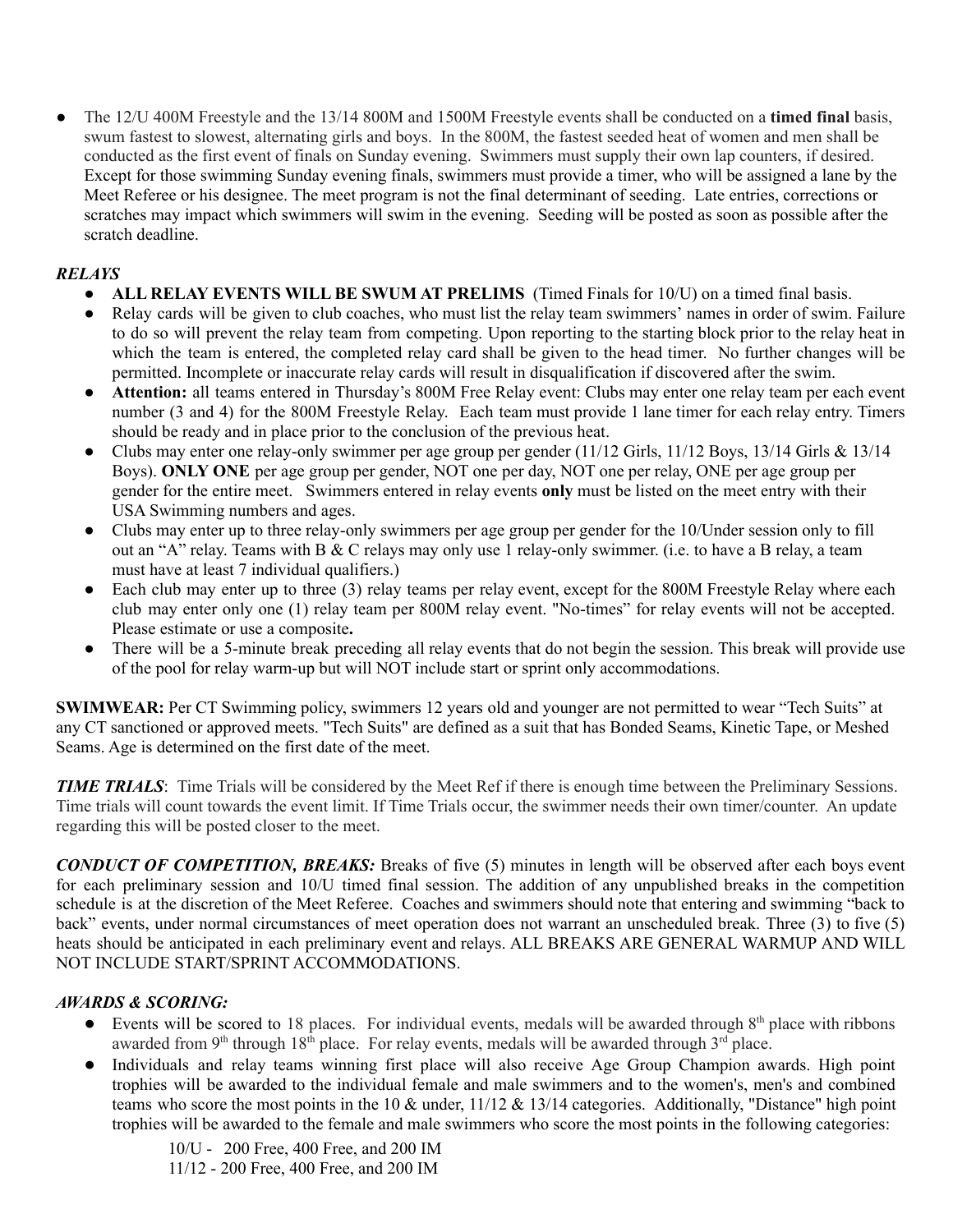- The 12/U 400M Freestyle and the 13/14 800M and 1500M Freestyle events shall be conducted on a **timed final** basis, swum fastest to slowest, alternating girls and boys. In the 800M, the fastest seeded heat of women and men shall be conducted as the first event of finals on Sunday evening. Swimmers must supply their own lap counters, if desired. Except for those swimming Sunday evening finals, swimmers must provide a timer, who will be assigned a lane by the Meet Referee or his designee. The meet program is not the final determinant of seeding. Late entries, corrections or scratches may impact which swimmers will swim in the evening. Seeding will be posted as soon as possible after the scratch deadline.

***RELAYS***

- **ALL RELAY EVENTS WILL BE SWUM AT PRELIMS** (Timed Finals for 10/U) on a timed final basis.
- Relay cards will be given to club coaches, who must list the relay team swimmers' names in order of swim. Failure to do so will prevent the relay team from competing. Upon reporting to the starting block prior to the relay heat in which the team is entered, the completed relay card shall be given to the head timer. No further changes will be permitted. Incomplete or inaccurate relay cards will result in disqualification if discovered after the swim.
- **Attention:** all teams entered in Thursday's 800M Free Relay event: Clubs may enter one relay team per each event number (3 and 4) for the 800M Freestyle Relay. Each team must provide 1 lane timer for each relay entry. Timers should be ready and in place prior to the conclusion of the previous heat.
- Clubs may enter one relay-only swimmer per age group per gender (11/12 Girls, 11/12 Boys, 13/14 Girls & 13/14 Boys). **ONLY ONE** per age group per gender, NOT one per day, NOT one per relay, ONE per age group per gender for the entire meet. Swimmers entered in relay events **only** must be listed on the meet entry with their USA Swimming numbers and ages.
- Clubs may enter up to three relay-only swimmers per age group per gender for the 10/Under session only to fill out an "A" relay. Teams with B & C relays may only use 1 relay-only swimmer. (i.e. to have a B relay, a team must have at least 7 individual qualifiers.)
- Each club may enter up to three (3) relay teams per relay event, except for the 800M Freestyle Relay where each club may enter only one (1) relay team per 800M relay event. "No-times" for relay events will not be accepted. Please estimate or use a composite**.**
- There will be a 5-minute break preceding all relay events that do not begin the session. This break will provide use of the pool for relay warm-up but will NOT include start or sprint only accommodations.

**SWIMWEAR:** Per CT Swimming policy, swimmers 12 years old and younger are not permitted to wear "Tech Suits" at any CT sanctioned or approved meets. "Tech Suits" are defined as a suit that has Bonded Seams, Kinetic Tape, or Meshed Seams. Age is determined on the first date of the meet.

***TIME TRIALS***: Time Trials will be considered by the Meet Ref if there is enough time between the Preliminary Sessions. Time trials will count towards the event limit. If Time Trials occur, the swimmer needs their own timer/counter. An update regarding this will be posted closer to the meet.

***CONDUCT OF COMPETITION, BREAKS:*** Breaks of five (5) minutes in length will be observed after each boys event for each preliminary session and 10/U timed final session. The addition of any unpublished breaks in the competition schedule is at the discretion of the Meet Referee. Coaches and swimmers should note that entering and swimming "back to back" events, under normal circumstances of meet operation does not warrant an unscheduled break. Three (3) to five (5) heats should be anticipated in each preliminary event and relays. ALL BREAKS ARE GENERAL WARMUP AND WILL NOT INCLUDE START/SPRINT ACCOMMODATIONS.

***AWARDS & SCORING:***

- Events will be scored to 18 places. For individual events, medals will be awarded through 8th place with ribbons awarded from 9th through 18th place. For relay events, medals will be awarded through 3rd place.
- Individuals and relay teams winning first place will also receive Age Group Champion awards. High point trophies will be awarded to the individual female and male swimmers and to the women's, men's and combined teams who score the most points in the 10 & under, 11/12 & 13/14 categories. Additionally, "Distance" high point trophies will be awarded to the female and male swimmers who score the most points in the following categories:

    10/U - 200 Free, 400 Free, and 200 IM
    11/12 - 200 Free, 400 Free, and 200 IM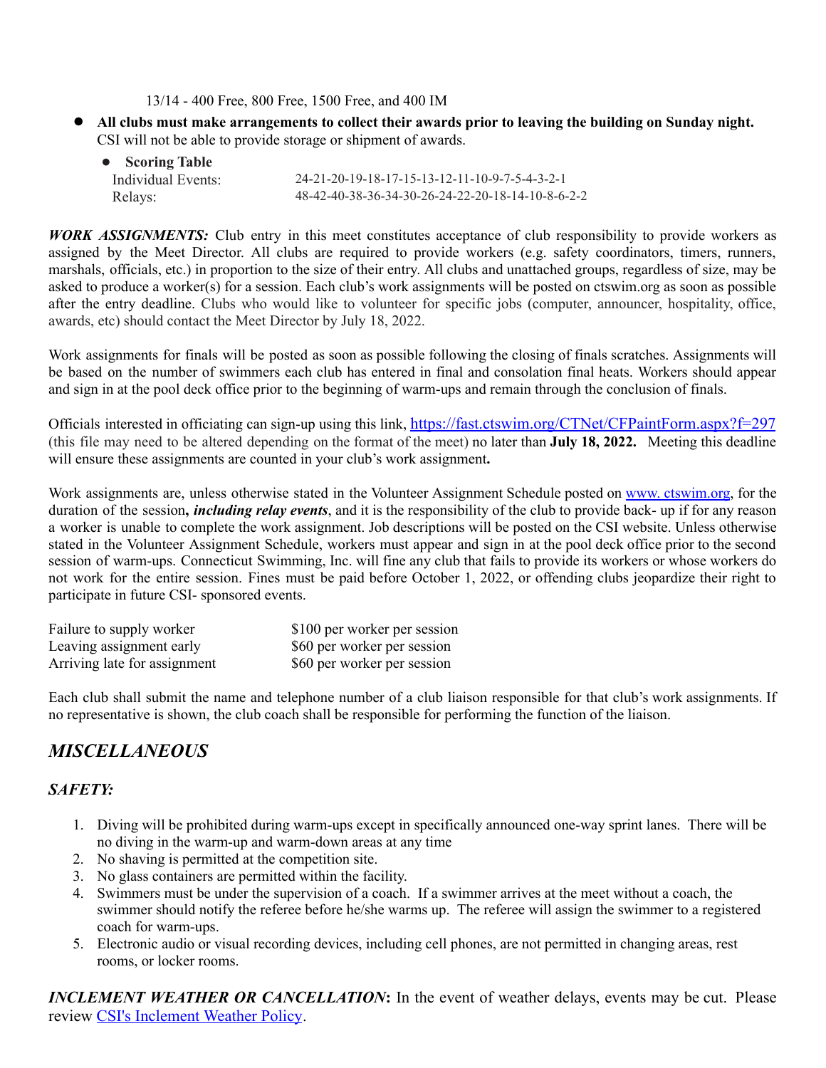13/14 - 400 Free, 800 Free, 1500 Free, and 400 IM

- **All clubs must make arrangements to collect their awards prior to leaving the building on Sunday night.** CSI will not be able to provide storage or shipment of awards.
  - **Scoring Table**

| | |
|---|---|
| Individual Events: | 24-21-20-19-18-17-15-13-12-11-10-9-7-5-4-3-2-1 |
| Relays: | 48-42-40-38-36-34-30-26-24-22-20-18-14-10-8-6-2-2 |

***WORK ASSIGNMENTS:*** Club entry in this meet constitutes acceptance of club responsibility to provide workers as assigned by the Meet Director. All clubs are required to provide workers (e.g. safety coordinators, timers, runners, marshals, officials, etc.) in proportion to the size of their entry. All clubs and unattached groups, regardless of size, may be asked to produce a worker(s) for a session. Each club's work assignments will be posted on ctswim.org as soon as possible after the entry deadline. Clubs who would like to volunteer for specific jobs (computer, announcer, hospitality, office, awards, etc) should contact the Meet Director by July 18, 2022.

Work assignments for finals will be posted as soon as possible following the closing of finals scratches. Assignments will be based on the number of swimmers each club has entered in final and consolation final heats. Workers should appear and sign in at the pool deck office prior to the beginning of warm-ups and remain through the conclusion of finals.

Officials interested in officiating can sign-up using this link, https://fast.ctswim.org/CTNet/CFPaintForm.aspx?f=297 (this file may need to be altered depending on the format of the meet) no later than **July 18, 2022.** Meeting this deadline will ensure these assignments are counted in your club's work assignment**.**

Work assignments are, unless otherwise stated in the Volunteer Assignment Schedule posted on www. ctswim.org, for the duration of the session**,** ***including relay events***, and it is the responsibility of the club to provide back- up if for any reason a worker is unable to complete the work assignment. Job descriptions will be posted on the CSI website. Unless otherwise stated in the Volunteer Assignment Schedule, workers must appear and sign in at the pool deck office prior to the second session of warm-ups. Connecticut Swimming, Inc. will fine any club that fails to provide its workers or whose workers do not work for the entire session. Fines must be paid before October 1, 2022, or offending clubs jeopardize their right to participate in future CSI- sponsored events.

| | |
|---|---|
| Failure to supply worker | $100 per worker per session |
| Leaving assignment early | $60 per worker per session |
| Arriving late for assignment | $60 per worker per session |

Each club shall submit the name and telephone number of a club liaison responsible for that club's work assignments. If no representative is shown, the club coach shall be responsible for performing the function of the liaison.

## *MISCELLANEOUS*

### *SAFETY:*

1. Diving will be prohibited during warm-ups except in specifically announced one-way sprint lanes. There will be no diving in the warm-up and warm-down areas at any time
2. No shaving is permitted at the competition site.
3. No glass containers are permitted within the facility.
4. Swimmers must be under the supervision of a coach. If a swimmer arrives at the meet without a coach, the swimmer should notify the referee before he/she warms up. The referee will assign the swimmer to a registered coach for warm-ups.
5. Electronic audio or visual recording devices, including cell phones, are not permitted in changing areas, rest rooms, or locker rooms.

***INCLEMENT WEATHER OR CANCELLATION*****:** In the event of weather delays, events may be cut. Please review CSI's Inclement Weather Policy.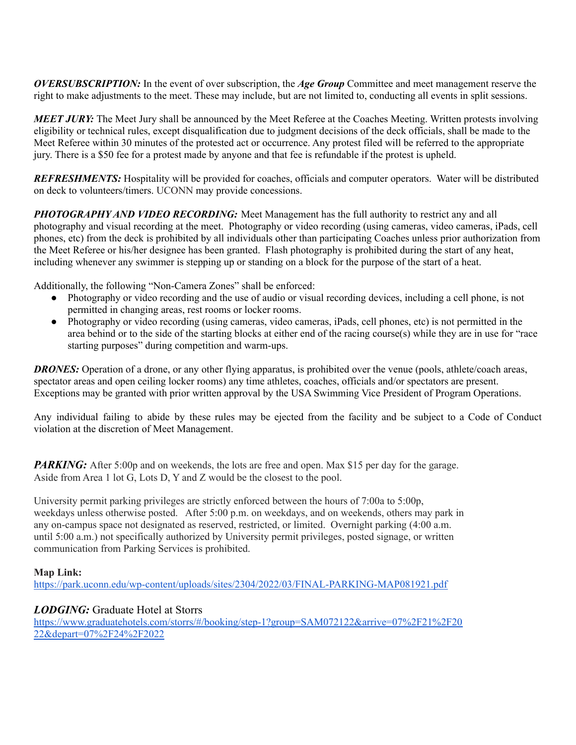***OVERSUBSCRIPTION:*** In the event of over subscription, the ***Age Group*** Committee and meet management reserve the right to make adjustments to the meet. These may include, but are not limited to, conducting all events in split sessions.

***MEET JURY:*** The Meet Jury shall be announced by the Meet Referee at the Coaches Meeting. Written protests involving eligibility or technical rules, except disqualification due to judgment decisions of the deck officials, shall be made to the Meet Referee within 30 minutes of the protested act or occurrence. Any protest filed will be referred to the appropriate jury. There is a $50 fee for a protest made by anyone and that fee is refundable if the protest is upheld.

***REFRESHMENTS:*** Hospitality will be provided for coaches, officials and computer operators. Water will be distributed on deck to volunteers/timers. UCONN may provide concessions.

***PHOTOGRAPHY AND VIDEO RECORDING:*** Meet Management has the full authority to restrict any and all photography and visual recording at the meet. Photography or video recording (using cameras, video cameras, iPads, cell phones, etc) from the deck is prohibited by all individuals other than participating Coaches unless prior authorization from the Meet Referee or his/her designee has been granted. Flash photography is prohibited during the start of any heat, including whenever any swimmer is stepping up or standing on a block for the purpose of the start of a heat.

Additionally, the following "Non-Camera Zones" shall be enforced:

- Photography or video recording and the use of audio or visual recording devices, including a cell phone, is not permitted in changing areas, rest rooms or locker rooms.
- Photography or video recording (using cameras, video cameras, iPads, cell phones, etc) is not permitted in the area behind or to the side of the starting blocks at either end of the racing course(s) while they are in use for "race starting purposes" during competition and warm-ups.

***DRONES:*** Operation of a drone, or any other flying apparatus, is prohibited over the venue (pools, athlete/coach areas, spectator areas and open ceiling locker rooms) any time athletes, coaches, officials and/or spectators are present. Exceptions may be granted with prior written approval by the USA Swimming Vice President of Program Operations.

Any individual failing to abide by these rules may be ejected from the facility and be subject to a Code of Conduct violation at the discretion of Meet Management.

***PARKING:*** After 5:00p and on weekends, the lots are free and open. Max $15 per day for the garage. Aside from Area 1 lot G, Lots D, Y and Z would be the closest to the pool.

University permit parking privileges are strictly enforced between the hours of 7:00a to 5:00p, weekdays unless otherwise posted. After 5:00 p.m. on weekdays, and on weekends, others may park in any on-campus space not designated as reserved, restricted, or limited. Overnight parking (4:00 a.m. until 5:00 a.m.) not specifically authorized by University permit privileges, posted signage, or written communication from Parking Services is prohibited.

**Map Link:**
https://park.uconn.edu/wp-content/uploads/sites/2304/2022/03/FINAL-PARKING-MAP081921.pdf

***LODGING:*** Graduate Hotel at Storrs
https://www.graduatehotels.com/storrs/#/booking/step-1?group=SAM072122&arrive=07%2F21%2F2022&depart=07%2F24%2F2022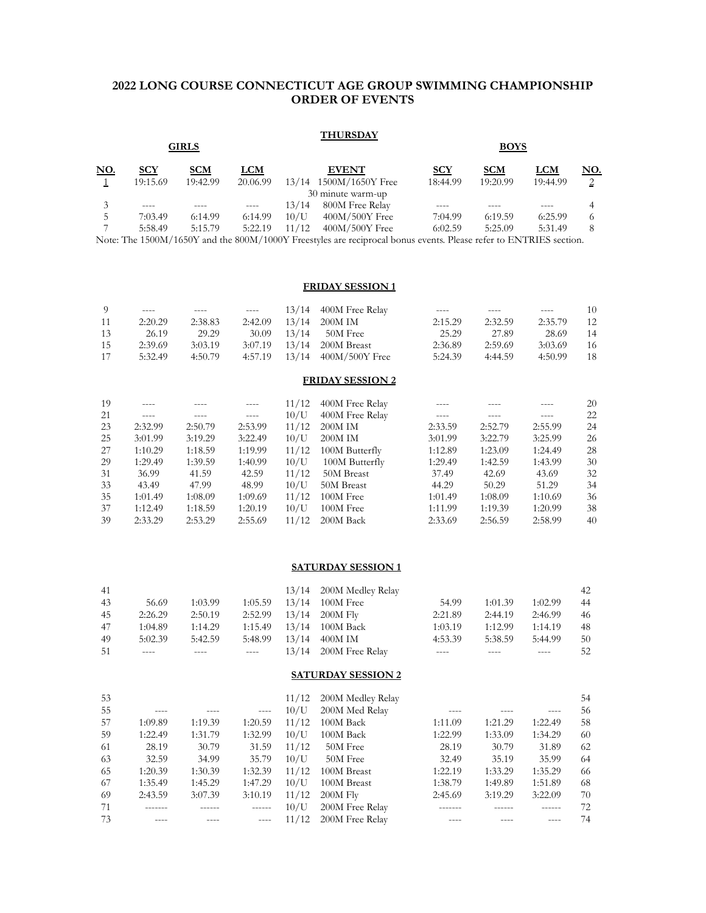## 2022 LONG COURSE CONNECTICUT AGE GROUP SWIMMING CHAMPIONSHIP ORDER OF EVENTS

### THURSDAY

| GIRLS | | | | | | BOYS | | | |
|---|---|---|---|---|---|---|---|---|---|
| NO. | SCY | SCM | LCM | | EVENT | SCY | SCM | LCM | NO. |
| 1 | 19:15.69 | 19:42.99 | 20.06.99 | 13/14 | 1500M/1650Y Free | 18:44.99 | 19:20.99 | 19:44.99 | 2 |
| | | | | | 30 minute warm-up | | | | |
| 3 | ---- | ---- | ---- | 13/14 | 800M Free Relay | ---- | ---- | ---- | 4 |
| 5 | 7:03.49 | 6:14.99 | 6:14.99 | 10/U | 400M/500Y Free | 7:04.99 | 6:19.59 | 6:25.99 | 6 |
| 7 | 5:58.49 | 5:15.79 | 5:22.19 | 11/12 | 400M/500Y Free | 6:02.59 | 5:25.09 | 5:31.49 | 8 |

Note: The 1500M/1650Y and the 800M/1000Y Freestyles are reciprocal bonus events. Please refer to ENTRIES section.

### FRIDAY SESSION 1

| NO. | SCY | SCM | LCM | | EVENT | SCY | SCM | LCM | NO. |
|---|---|---|---|---|---|---|---|---|---|
| 9 | ---- | ---- | ---- | 13/14 | 400M Free Relay | ---- | ---- | ---- | 10 |
| 11 | 2:20.29 | 2:38.83 | 2:42.09 | 13/14 | 200M IM | 2:15.29 | 2:32.59 | 2:35.79 | 12 |
| 13 | 26.19 | 29.29 | 30.09 | 13/14 | 50M Free | 25.29 | 27.89 | 28.69 | 14 |
| 15 | 2:39.69 | 3:03.19 | 3:07.19 | 13/14 | 200M Breast | 2:36.89 | 2:59.69 | 3:03.69 | 16 |
| 17 | 5:32.49 | 4:50.79 | 4:57.19 | 13/14 | 400M/500Y Free | 5:24.39 | 4:44.59 | 4:50.99 | 18 |

### FRIDAY SESSION 2

| NO. | SCY | SCM | LCM | | EVENT | SCY | SCM | LCM | NO. |
|---|---|---|---|---|---|---|---|---|---|
| 19 | ---- | ---- | ---- | 11/12 | 400M Free Relay | ---- | ---- | ---- | 20 |
| 21 | ---- | ---- | ---- | 10/U | 400M Free Relay | ---- | ---- | ---- | 22 |
| 23 | 2:32.99 | 2:50.79 | 2:53.99 | 11/12 | 200M IM | 2:33.59 | 2:52.79 | 2:55.99 | 24 |
| 25 | 3:01.99 | 3:19.29 | 3:22.49 | 10/U | 200M IM | 3:01.99 | 3:22.79 | 3:25.99 | 26 |
| 27 | 1:10.29 | 1:18.59 | 1:19.99 | 11/12 | 100M Butterfly | 1:12.89 | 1:23.09 | 1:24.49 | 28 |
| 29 | 1:29.49 | 1:39.59 | 1:40.99 | 10/U | 100M Butterfly | 1:29.49 | 1:42.59 | 1:43.99 | 30 |
| 31 | 36.99 | 41.59 | 42.59 | 11/12 | 50M Breast | 37.49 | 42.69 | 43.69 | 32 |
| 33 | 43.49 | 47.99 | 48.99 | 10/U | 50M Breast | 44.29 | 50.29 | 51.29 | 34 |
| 35 | 1:01.49 | 1:08.09 | 1:09.69 | 11/12 | 100M Free | 1:01.49 | 1:08.09 | 1:10.69 | 36 |
| 37 | 1:12.49 | 1:18.59 | 1:20.19 | 10/U | 100M Free | 1:11.99 | 1:19.39 | 1:20.99 | 38 |
| 39 | 2:33.29 | 2:53.29 | 2:55.69 | 11/12 | 200M Back | 2:33.69 | 2:56.59 | 2:58.99 | 40 |

### SATURDAY SESSION 1

| NO. | SCY | SCM | LCM | | EVENT | SCY | SCM | LCM | NO. |
|---|---|---|---|---|---|---|---|---|---|
| 41 | | | | 13/14 | 200M Medley Relay | | | | 42 |
| 43 | 56.69 | 1:03.99 | 1:05.59 | 13/14 | 100M Free | 54.99 | 1:01.39 | 1:02.99 | 44 |
| 45 | 2:26.29 | 2:50.19 | 2:52.99 | 13/14 | 200M Fly | 2:21.89 | 2:44.19 | 2:46.99 | 46 |
| 47 | 1:04.89 | 1:14.29 | 1:15.49 | 13/14 | 100M Back | 1:03.19 | 1:12.99 | 1:14.19 | 48 |
| 49 | 5:02.39 | 5:42.59 | 5:48.99 | 13/14 | 400M IM | 4:53.39 | 5:38.59 | 5:44.99 | 50 |
| 51 | ---- | ---- | ---- | 13/14 | 200M Free Relay | ---- | ---- | ---- | 52 |

### SATURDAY SESSION 2

| NO. | SCY | SCM | LCM | | EVENT | SCY | SCM | LCM | NO. |
|---|---|---|---|---|---|---|---|---|---|
| 53 | | | | 11/12 | 200M Medley Relay | | | | 54 |
| 55 | ---- | ---- | ---- | 10/U | 200M Med Relay | ---- | ---- | ---- | 56 |
| 57 | 1:09.89 | 1:19.39 | 1:20.59 | 11/12 | 100M Back | 1:11.09 | 1:21.29 | 1:22.49 | 58 |
| 59 | 1:22.49 | 1:31.79 | 1:32.99 | 10/U | 100M Back | 1:22.99 | 1:33.09 | 1:34.29 | 60 |
| 61 | 28.19 | 30.79 | 31.59 | 11/12 | 50M Free | 28.19 | 30.79 | 31.89 | 62 |
| 63 | 32.59 | 34.99 | 35.79 | 10/U | 50M Free | 32.49 | 35.19 | 35.99 | 64 |
| 65 | 1:20.39 | 1:30.39 | 1:32.39 | 11/12 | 100M Breast | 1:22.19 | 1:33.29 | 1:35.29 | 66 |
| 67 | 1:35.49 | 1:45.29 | 1:47.29 | 10/U | 100M Breast | 1:38.79 | 1:49.89 | 1:51.89 | 68 |
| 69 | 2:43.59 | 3:07.39 | 3:10.19 | 11/12 | 200M Fly | 2:45.69 | 3:19.29 | 3:22.09 | 70 |
| 71 | ------- | ------ | ------ | 10/U | 200M Free Relay | ------- | ------ | ------ | 72 |
| 73 | ---- | ---- | ---- | 11/12 | 200M Free Relay | ---- | ---- | ---- | 74 |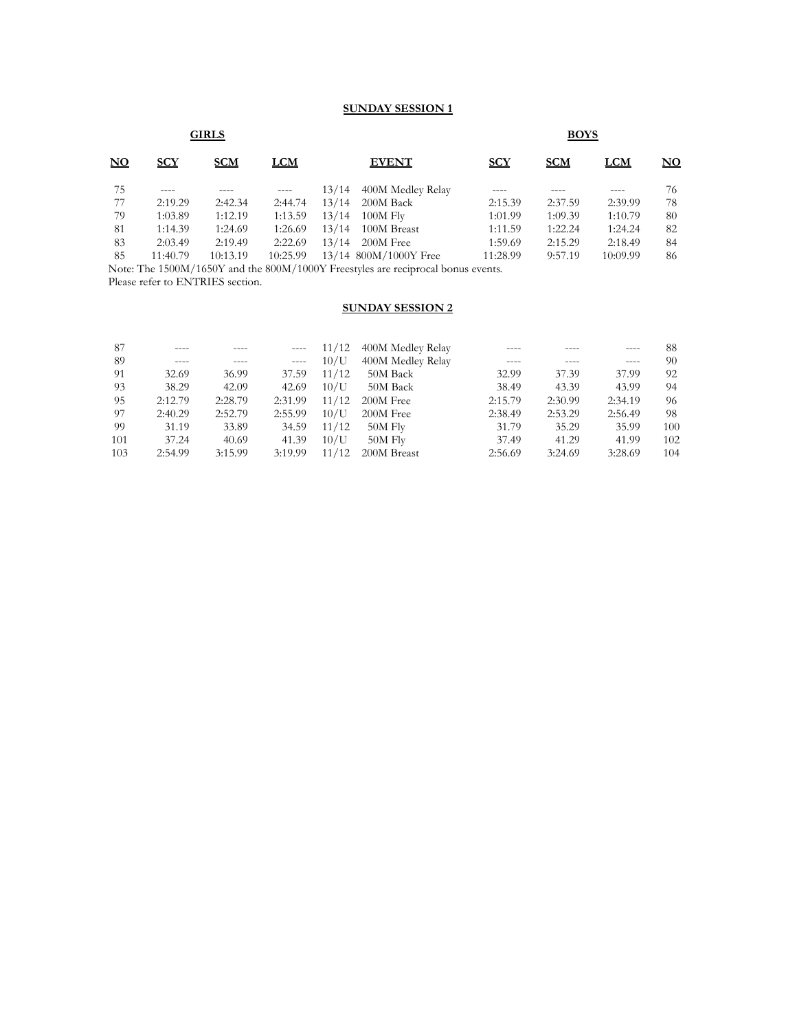**SUNDAY SESSION 1**

| GIRLS | | | | | | BOYS | | | |
|---|---|---|---|---|---|---|---|---|---|
| **NO** | **SCY** | **SCM** | **LCM** | | **EVENT** | **SCY** | **SCM** | **LCM** | **NO** |
| 75 | ---- | ---- | ---- | 13/14 | 400M Medley Relay | ---- | ---- | ---- | 76 |
| 77 | 2:19.29 | 2:42.34 | 2:44.74 | 13/14 | 200M Back | 2:15.39 | 2:37.59 | 2:39.99 | 78 |
| 79 | 1:03.89 | 1:12.19 | 1:13.59 | 13/14 | 100M Fly | 1:01.99 | 1:09.39 | 1:10.79 | 80 |
| 81 | 1:14.39 | 1:24.69 | 1:26.69 | 13/14 | 100M Breast | 1:11.59 | 1:22.24 | 1:24.24 | 82 |
| 83 | 2:03.49 | 2:19.49 | 2:22.69 | 13/14 | 200M Free | 1:59.69 | 2:15.29 | 2:18.49 | 84 |
| 85 | 11:40.79 | 10:13.19 | 10:25.99 | 13/14 | 800M/1000Y Free | 11:28.99 | 9:57.19 | 10:09.99 | 86 |

Note: The 1500M/1650Y and the 800M/1000Y Freestyles are reciprocal bonus events.
Please refer to ENTRIES section.

**SUNDAY SESSION 2**

| | | | | | | | | | |
|---|---|---|---|---|---|---|---|---|---|
| 87 | ---- | ---- | ---- | 11/12 | 400M Medley Relay | ---- | ---- | ---- | 88 |
| 89 | ---- | ---- | ---- | 10/U | 400M Medley Relay | ---- | ---- | ---- | 90 |
| 91 | 32.69 | 36.99 | 37.59 | 11/12 | 50M Back | 32.99 | 37.39 | 37.99 | 92 |
| 93 | 38.29 | 42.09 | 42.69 | 10/U | 50M Back | 38.49 | 43.39 | 43.99 | 94 |
| 95 | 2:12.79 | 2:28.79 | 2:31.99 | 11/12 | 200M Free | 2:15.79 | 2:30.99 | 2:34.19 | 96 |
| 97 | 2:40.29 | 2:52.79 | 2:55.99 | 10/U | 200M Free | 2:38.49 | 2:53.29 | 2:56.49 | 98 |
| 99 | 31.19 | 33.89 | 34.59 | 11/12 | 50M Fly | 31.79 | 35.29 | 35.99 | 100 |
| 101 | 37.24 | 40.69 | 41.39 | 10/U | 50M Fly | 37.49 | 41.29 | 41.99 | 102 |
| 103 | 2:54.99 | 3:15.99 | 3:19.99 | 11/12 | 200M Breast | 2:56.69 | 3:24.69 | 3:28.69 | 104 |